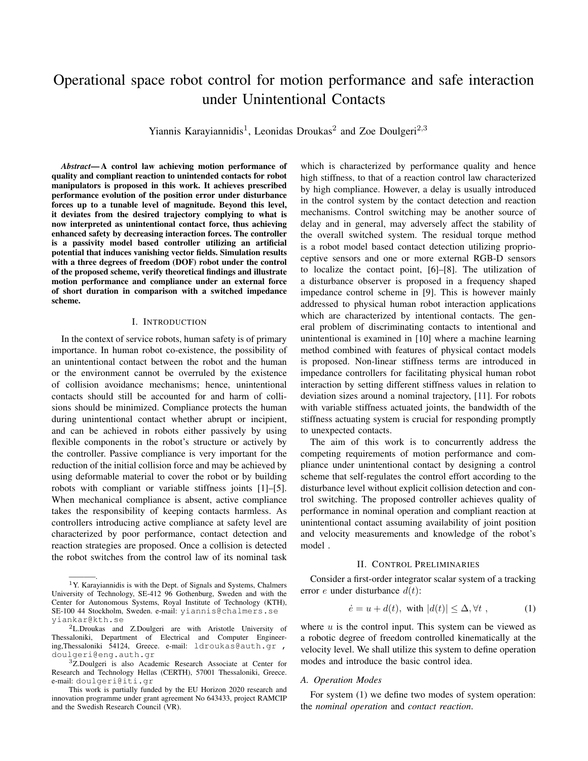# Operational space robot control for motion performance and safe interaction under Unintentional Contacts

Yiannis Karayiannidis[1], Leonidas Droukas[2] and Zoe Doulgeri[2,3]

***Abstract*— A control law achieving motion performance of quality and compliant reaction to unintended contacts for robot manipulators is proposed in this work. It achieves prescribed performance evolution of the position error under disturbance forces up to a tunable level of magnitude. Beyond this level, it deviates from the desired trajectory complying to what is now interpreted as unintentional contact force, thus achieving enhanced safety by decreasing interaction forces. The controller is a passivity model based controller utilizing an artificial potential that induces vanishing vector fields. Simulation results with a three degrees of freedom (DOF) robot under the control of the proposed scheme, verify theoretical findings and illustrate motion performance and compliance under an external force of short duration in comparison with a switched impedance scheme.**

## I. Introduction

In the context of service robots, human safety is of primary importance. In human robot co-existence, the possibility of an unintentional contact between the robot and the human or the environment cannot be overruled by the existence of collision avoidance mechanisms; hence, unintentional contacts should still be accounted for and harm of collisions should be minimized. Compliance protects the human during unintentional contact whether abrupt or incipient, and can be achieved in robots either passively by using flexible components in the robot's structure or actively by the controller. Passive compliance is very important for the reduction of the initial collision force and may be achieved by using deformable material to cover the robot or by building robots with compliant or variable stiffness joints [1]–[5]. When mechanical compliance is absent, active compliance takes the responsibility of keeping contacts harmless. As controllers introducing active compliance at safety level are characterized by poor performance, contact detection and reaction strategies are proposed. Once a collision is detected the robot switches from the control law of its nominal task which is characterized by performance quality and hence high stiffness, to that of a reaction control law characterized by high compliance. However, a delay is usually introduced in the control system by the contact detection and reaction mechanisms. Control switching may be another source of delay and in general, may adversely affect the stability of the overall switched system. The residual torque method is a robot model based contact detection utilizing proprioceptive sensors and one or more external RGB-D sensors to localize the contact point, [6]–[8]. The utilization of a disturbance observer is proposed in a frequency shaped impedance control scheme in [9]. This is however mainly addressed to physical human robot interaction applications which are characterized by intentional contacts. The general problem of discriminating contacts to intentional and unintentional is examined in [10] where a machine learning method combined with features of physical contact models is proposed. Non-linear stiffness terms are introduced in impedance controllers for facilitating physical human robot interaction by setting different stiffness values in relation to deviation sizes around a nominal trajectory, [11]. For robots with variable stiffness actuated joints, the bandwidth of the stiffness actuating system is crucial for responding promptly to unexpected contacts.

The aim of this work is to concurrently address the competing requirements of motion performance and compliance under unintentional contact by designing a control scheme that self-regulates the control effort according to the disturbance level without explicit collision detection and control switching. The proposed controller achieves quality of performance in nominal operation and compliant reaction at unintentional contact assuming availability of joint position and velocity measurements and knowledge of the robot's model .

## II. Control Preliminaries

Consider a first-order integrator scalar system of a tracking error $e$ under disturbance $d(t)$:

$$\dot{e} = u + d(t), \text{ with } |d(t)| \leq \Delta, \forall t \;, \tag{1}$$

where $u$ is the control input. This system can be viewed as a robotic degree of freedom controlled kinematically at the velocity level. We shall utilize this system to define operation modes and introduce the basic control idea.

### A. Operation Modes

For system (1) we define two modes of system operation: the *nominal operation* and *contact reaction*.

---

[1]Y. Karayiannidis is with the Dept. of Signals and Systems, Chalmers University of Technology, SE-412 96 Gothenburg, Sweden and with the Center for Autonomous Systems, Royal Institute of Technology (KTH), SE-100 44 Stockholm, Sweden. e-mail: yiannis@chalmers.se yiankar@kth.se

[2]L.Droukas and Z.Doulgeri are with Aristotle University of Thessaloniki, Department of Electrical and Computer Engineering,Thessaloniki 54124, Greece. e-mail: ldroukas@auth.gr , doulgeri@eng.auth.gr

[3]Z.Doulgeri is also Academic Research Associate at Center for Research and Technology Hellas (CERTH), 57001 Thessaloniki, Greece. e-mail: doulgeri@iti.gr

This work is partially funded by the EU Horizon 2020 research and innovation programme under grant agreement No 643433, project RAMCIP and the Swedish Research Council (VR).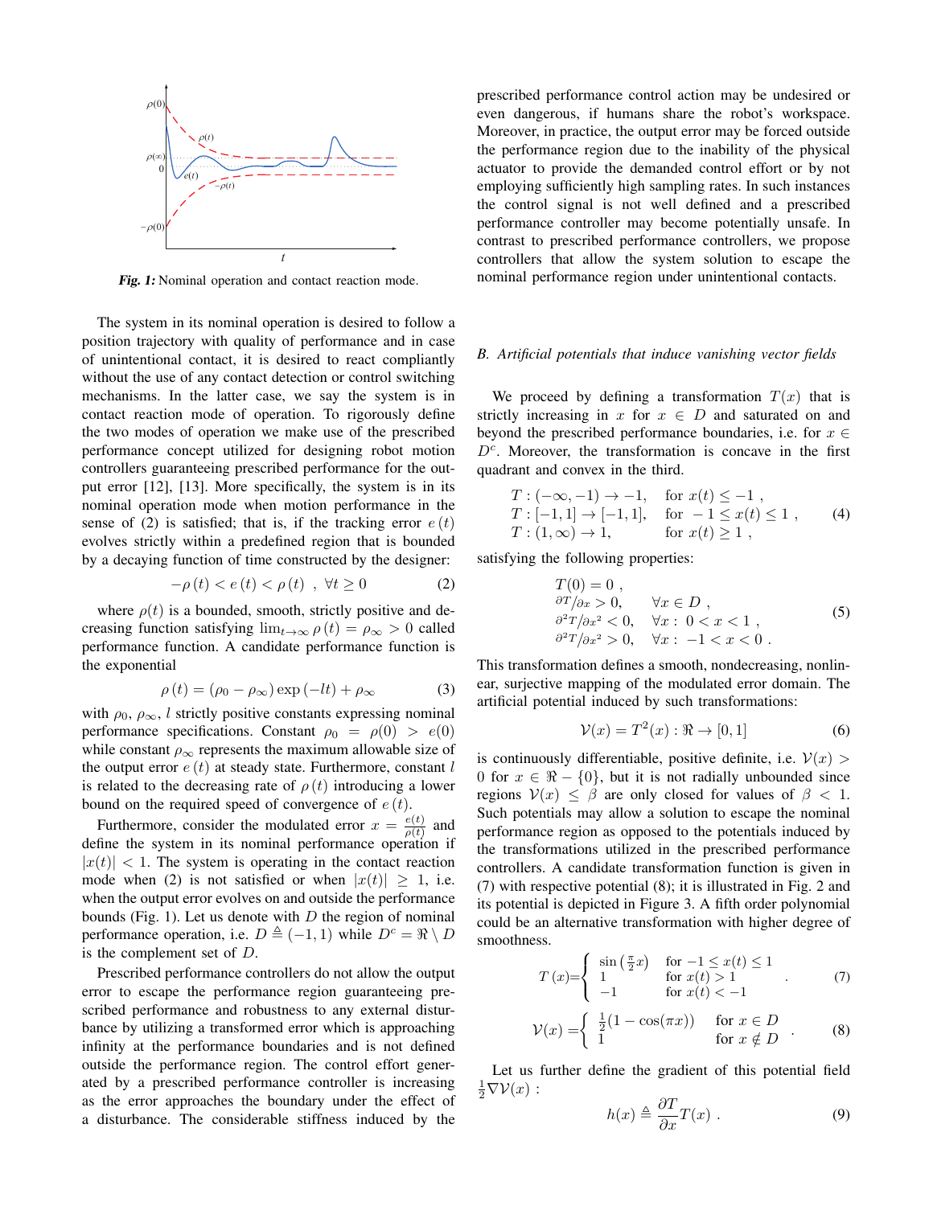*Fig. 1:* Nominal operation and contact reaction mode.

The system in its nominal operation is desired to follow a position trajectory with quality of performance and in case of unintentional contact, it is desired to react compliantly without the use of any contact detection or control switching mechanisms. In the latter case, we say the system is in contact reaction mode of operation. To rigorously define the two modes of operation we make use of the prescribed performance concept utilized for designing robot motion controllers guaranteeing prescribed performance for the output error [12], [13]. More specifically, the system is in its nominal operation mode when motion performance in the sense of (2) is satisfied; that is, if the tracking error $e(t)$ evolves strictly within a predefined region that is bounded by a decaying function of time constructed by the designer:

$$-\rho(t) < e(t) < \rho(t) \ , \ \forall t \geq 0 \tag{2}$$

where $\rho(t)$ is a bounded, smooth, strictly positive and decreasing function satisfying $\lim_{t\to\infty} \rho(t) = \rho_\infty > 0$ called performance function. A candidate performance function is the exponential

$$\rho(t) = (\rho_0 - \rho_\infty)\exp(-lt) + \rho_\infty \tag{3}$$

with $\rho_0$, $\rho_\infty$, $l$ strictly positive constants expressing nominal performance specifications. Constant $\rho_0 = \rho(0) > e(0)$ while constant $\rho_\infty$ represents the maximum allowable size of the output error $e(t)$ at steady state. Furthermore, constant $l$ is related to the decreasing rate of $\rho(t)$ introducing a lower bound on the required speed of convergence of $e(t)$.

Furthermore, consider the modulated error $x = \frac{e(t)}{\rho(t)}$ and define the system in its nominal performance operation if $|x(t)| < 1$. The system is operating in the contact reaction mode when (2) is not satisfied or when $|x(t)| \geq 1$, i.e. when the output error evolves on and outside the performance bounds (Fig. 1). Let us denote with $D$ the region of nominal performance operation, i.e. $D \triangleq (-1, 1)$ while $D^c = \Re \setminus D$ is the complement set of $D$.

Prescribed performance controllers do not allow the output error to escape the performance region guaranteeing prescribed performance and robustness to any external disturbance by utilizing a transformed error which is approaching infinity at the performance boundaries and is not defined outside the performance region. The control effort generated by a prescribed performance controller is increasing as the error approaches the boundary under the effect of a disturbance. The considerable stiffness induced by the prescribed performance control action may be undesired or even dangerous, if humans share the robot's workspace. Moreover, in practice, the output error may be forced outside the performance region due to the inability of the physical actuator to provide the demanded control effort or by not employing sufficiently high sampling rates. In such instances the control signal is not well defined and a prescribed performance controller may become potentially unsafe. In contrast to prescribed performance controllers, we propose controllers that allow the system solution to escape the nominal performance region under unintentional contacts.

### *B. Artificial potentials that induce vanishing vector fields*

We proceed by defining a transformation $T(x)$ that is strictly increasing in $x$ for $x \in D$ and saturated on and beyond the prescribed performance boundaries, i.e. for $x \in D^c$. Moreover, the transformation is concave in the first quadrant and convex in the third.

$$\begin{array}{ll} T : (-\infty, -1) \to -1, & \text{for } x(t) \leq -1 \ , \\ T : [-1, 1] \to [-1, 1], & \text{for } -1 \leq x(t) \leq 1 \ , \\ T : (1, \infty) \to 1, & \text{for } x(t) \geq 1 \ , \end{array} \tag{4}$$

satisfying the following properties:

$$\begin{array}{ll} T(0) = 0 \ , & \\ \partial T/\partial x > 0, & \forall x \in D \ , \\ \partial^2 T/\partial x^2 < 0, & \forall x: \ 0 < x < 1 \ , \\ \partial^2 T/\partial x^2 > 0, & \forall x: \ -1 < x < 0 \ . \end{array} \tag{5}$$

This transformation defines a smooth, nondecreasing, nonlinear, surjective mapping of the modulated error domain. The artificial potential induced by such transformations:

$$\mathcal{V}(x) = T^2(x) : \Re \to [0, 1] \tag{6}$$

is continuously differentiable, positive definite, i.e. $\mathcal{V}(x) > 0$ for $x \in \Re - \{0\}$, but it is not radially unbounded since regions $\mathcal{V}(x) \leq \beta$ are only closed for values of $\beta < 1$. Such potentials may allow a solution to escape the nominal performance region as opposed to the potentials induced by the transformations utilized in the prescribed performance controllers. A candidate transformation function is given in (7) with respective potential (8); it is illustrated in Fig. 2 and its potential is depicted in Figure 3. A fifth order polynomial could be an alternative transformation with higher degree of smoothness.

$$T(x) = \begin{cases} \sin\left(\frac{\pi}{2}x\right) & \text{for } -1 \leq x(t) \leq 1 \\ 1 & \text{for } x(t) > 1 \\ -1 & \text{for } x(t) < -1 \end{cases} . \tag{7}$$

$$\mathcal{V}(x) = \begin{cases} \frac{1}{2}(1 - \cos(\pi x)) & \text{for } x \in D \\ 1 & \text{for } x \notin D \end{cases} . \tag{8}$$

Let us further define the gradient of this potential field $\frac{1}{2}\nabla\mathcal{V}(x)$ :

$$h(x) \triangleq \frac{\partial T}{\partial x} T(x) \ . \tag{9}$$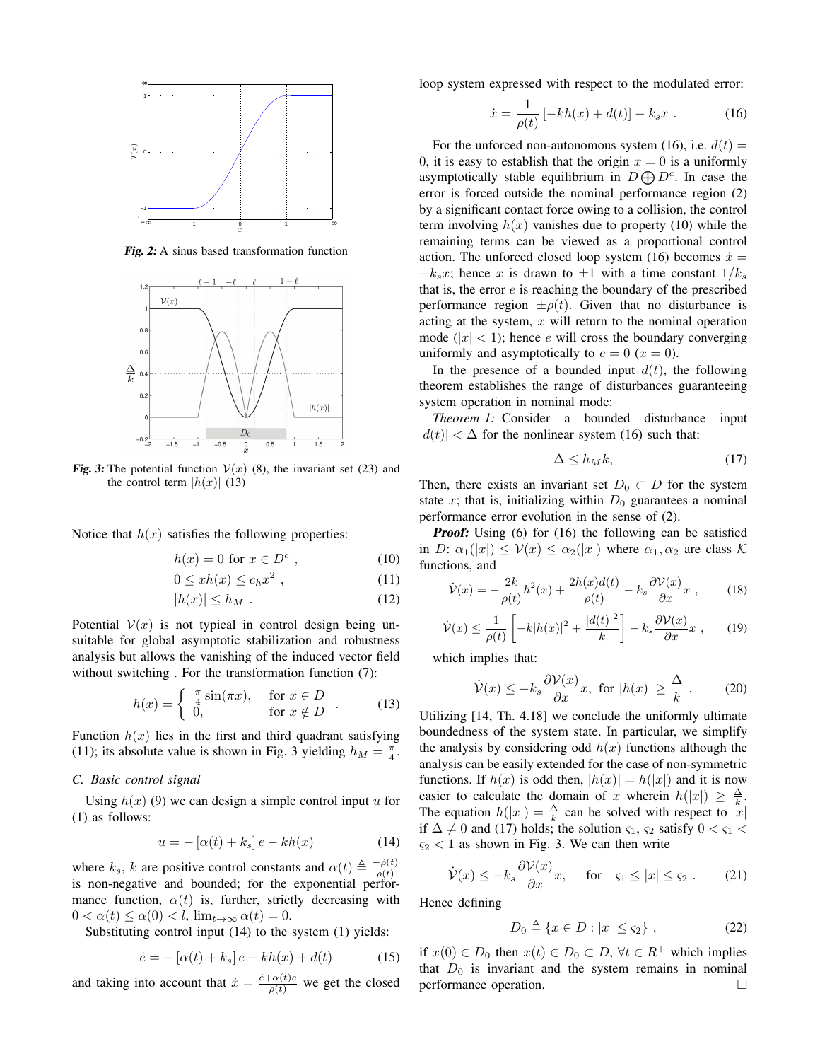Fig. 2: A sinus based transformation function

Fig. 3: The potential function $\mathcal{V}(x)$ (8), the invariant set (23) and the control term $|h(x)|$ (13)

Notice that $h(x)$ satisfies the following properties:

$$h(x) = 0 \text{ for } x \in D^c \ , \tag{10}$$

$$0 \le x h(x) \le c_h x^2 \ , \tag{11}$$

$$|h(x)| \le h_M \ . \tag{12}$$

Potential $\mathcal{V}(x)$ is not typical in control design being unsuitable for global asymptotic stabilization and robustness analysis but allows the vanishing of the induced vector field without switching . For the transformation function (7):

$$h(x) = \begin{cases} \frac{\pi}{4}\sin(\pi x), & \text{for } x \in D \\ 0, & \text{for } x \notin D \end{cases} . \tag{13}$$

Function $h(x)$ lies in the first and third quadrant satisfying (11); its absolute value is shown in Fig. 3 yielding $h_M = \frac{\pi}{4}$.

### C. Basic control signal

Using $h(x)$ (9) we can design a simple control input $u$ for (1) as follows:

$$u = -\left[\alpha(t) + k_s\right] e - k h(x) \tag{14}$$

where $k_s$, $k$ are positive control constants and $\alpha(t) \triangleq \frac{-\dot{\rho}(t)}{\rho(t)}$ is non-negative and bounded; for the exponential performance function, $\alpha(t)$ is, further, strictly decreasing with $0 < \alpha(t) \le \alpha(0) < l$, $\lim_{t\to\infty} \alpha(t) = 0$.

Substituting control input (14) to the system (1) yields:

$$\dot{e} = -\left[\alpha(t) + k_s\right] e - k h(x) + d(t) \tag{15}$$

and taking into account that $\dot{x} = \frac{\dot{e} + \alpha(t) e}{\rho(t)}$ we get the closed loop system expressed with respect to the modulated error:

$$\dot{x} = \frac{1}{\rho(t)}\left[-k h(x) + d(t)\right] - k_s x \ . \tag{16}$$

For the unforced non-autonomous system (16), i.e. $d(t) = 0$, it is easy to establish that the origin $x = 0$ is a uniformly asymptotically stable equilibrium in $D \bigoplus D^c$. In case the error is forced outside the nominal performance region (2) by a significant contact force owing to a collision, the control term involving $h(x)$ vanishes due to property (10) while the remaining terms can be viewed as a proportional control action. The unforced closed loop system (16) becomes $\dot{x} = -k_s x$; hence $x$ is drawn to $\pm 1$ with a time constant $1/k_s$ that is, the error $e$ is reaching the boundary of the prescribed performance region $\pm\rho(t)$. Given that no disturbance is acting at the system, $x$ will return to the nominal operation mode ($|x| < 1$); hence $e$ will cross the boundary converging uniformly and asymptotically to $e = 0$ ($x = 0$).

In the presence of a bounded input $d(t)$, the following theorem establishes the range of disturbances guaranteeing system operation in nominal mode:

*Theorem 1:* Consider a bounded disturbance input $|d(t)| < \Delta$ for the nonlinear system (16) such that:

$$\Delta \le h_M k, \tag{17}$$

Then, there exists an invariant set $D_0 \subset D$ for the system state $x$; that is, initializing within $D_0$ guarantees a nominal performance error evolution in the sense of (2).

***Proof:*** Using (6) for (16) the following can be satisfied in $D$: $\alpha_1(|x|) \le \mathcal{V}(x) \le \alpha_2(|x|)$ where $\alpha_1, \alpha_2$ are class $\mathcal{K}$ functions, and

$$\dot{\mathcal{V}}(x) = -\frac{2k}{\rho(t)} h^2(x) + \frac{2h(x)d(t)}{\rho(t)} - k_s \frac{\partial \mathcal{V}(x)}{\partial x} x \ , \tag{18}$$

$$\dot{\mathcal{V}}(x) \le \frac{1}{\rho(t)}\left[-k|h(x)|^2 + \frac{|d(t)|^2}{k}\right] - k_s \frac{\partial \mathcal{V}(x)}{\partial x} x \ , \tag{19}$$

which implies that:

$$\dot{\mathcal{V}}(x) \le -k_s \frac{\partial \mathcal{V}(x)}{\partial x} x, \ \text{ for } |h(x)| \ge \frac{\Delta}{k} \ . \tag{20}$$

Utilizing [14, Th. 4.18] we conclude the uniformly ultimate boundedness of the system state. In particular, we simplify the analysis by considering odd $h(x)$ functions although the analysis can be easily extended for the case of non-symmetric functions. If $h(x)$ is odd then, $|h(x)| = h(|x|)$ and it is now easier to calculate the domain of $x$ wherein $h(|x|) \ge \frac{\Delta}{k}$. The equation $h(|x|) = \frac{\Delta}{k}$ can be solved with respect to $|x|$ if $\Delta \neq 0$ and (17) holds; the solution $\varsigma_1$, $\varsigma_2$ satisfy $0 < \varsigma_1 < \varsigma_2 < 1$ as shown in Fig. 3. We can then write

$$\dot{\mathcal{V}}(x) \le -k_s \frac{\partial \mathcal{V}(x)}{\partial x} x, \quad \text{for} \quad \varsigma_1 \le |x| \le \varsigma_2 \ . \tag{21}$$

Hence defining

$$D_0 \triangleq \{x \in D : |x| \le \varsigma_2\} \ , \tag{22}$$

if $x(0) \in D_0$ then $x(t) \in D_0 \subset D$, $\forall t \in R^+$ which implies that $D_0$ is invariant and the system remains in nominal performance operation. □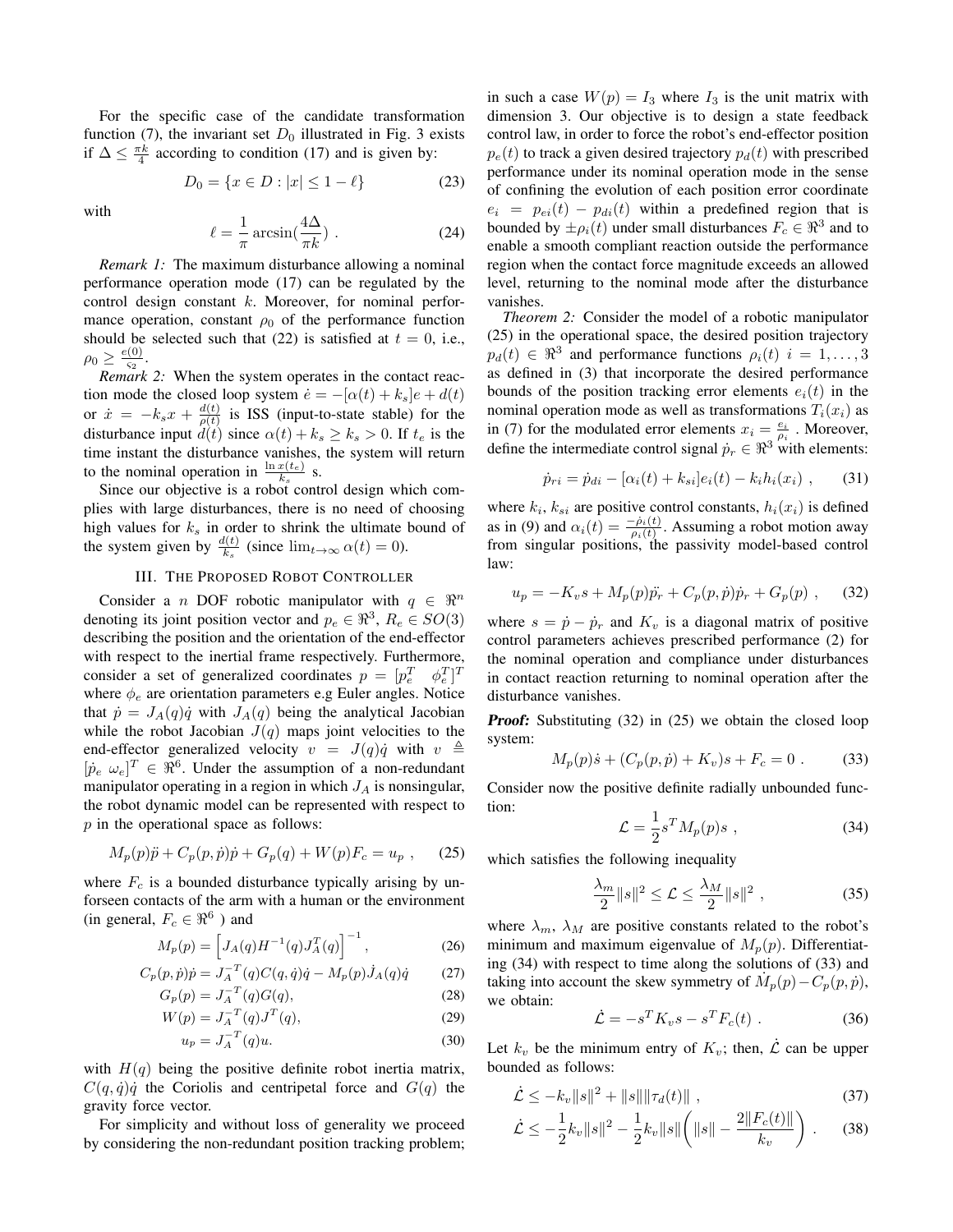For the specific case of the candidate transformation function (7), the invariant set $D_0$ illustrated in Fig. 3 exists if $\Delta \leq \frac{\pi k}{4}$ according to condition (17) and is given by:

$$D_0 = \{x \in D : |x| \leq 1 - \ell\} \tag{23}$$

with

$$\ell = \frac{1}{\pi}\arcsin(\frac{4\Delta}{\pi k}) \ . \tag{24}$$

*Remark 1:* The maximum disturbance allowing a nominal performance operation mode (17) can be regulated by the control design constant $k$. Moreover, for nominal performance operation, constant $\rho_0$ of the performance function should be selected such that (22) is satisfied at $t = 0$, i.e., $\rho_0 \geq \frac{e(0)}{\varsigma_2}$.

*Remark 2:* When the system operates in the contact reaction mode the closed loop system $\dot{e} = -[\alpha(t) + k_s]e + d(t)$ or $\dot{x} = -k_s x + \frac{d(t)}{\rho(t)}$ is ISS (input-to-state stable) for the disturbance input $d(t)$ since $\alpha(t) + k_s \geq k_s > 0$. If $t_e$ is the time instant the disturbance vanishes, the system will return to the nominal operation in $\frac{\ln x(t_e)}{k_s}$ s.

Since our objective is a robot control design which complies with large disturbances, there is no need of choosing high values for $k_s$ in order to shrink the ultimate bound of the system given by $\frac{d(t)}{k_s}$ (since $\lim_{t\to\infty}\alpha(t) = 0$).

## III. The Proposed Robot Controller

Consider a $n$ DOF robotic manipulator with $q \in \Re^n$ denoting its joint position vector and $p_e \in \Re^3$, $R_e \in SO(3)$ describing the position and the orientation of the end-effector with respect to the inertial frame respectively. Furthermore, consider a set of generalized coordinates $p = [p_e^T \quad \phi_e^T]^T$ where $\phi_e$ are orientation parameters e.g Euler angles. Notice that $\dot{p} = J_A(q)\dot{q}$ with $J_A(q)$ being the analytical Jacobian while the robot Jacobian $J(q)$ maps joint velocities to the end-effector generalized velocity $v = J(q)\dot{q}$ with $v \triangleq [\dot{p}_e \ \omega_e]^T \in \Re^6$. Under the assumption of a non-redundant manipulator operating in a region in which $J_A$ is nonsingular, the robot dynamic model can be represented with respect to $p$ in the operational space as follows:

$$M_p(p)\ddot{p} + C_p(p,\dot{p})\dot{p} + G_p(q) + W(p)F_c = u_p \ , \tag{25}$$

where $F_c$ is a bounded disturbance typically arising by unforseen contacts of the arm with a human or the environment (in general, $F_c \in \Re^6$ ) and

$$M_p(p) = \left[J_A(q)H^{-1}(q)J_A^T(q)\right]^{-1}, \tag{26}$$

$$C_p(p,\dot{p})\dot{p} = J_A^{-T}(q)C(q,\dot{q})\dot{q} - M_p(p)\dot{J}_A(q)\dot{q} \tag{27}$$

$$G_p(p) = J_A^{-T}(q)G(q), \tag{28}$$

$$W(p) = J_A^{-T}(q)J^T(q), \tag{29}$$

$$u_p = J_A^{-T}(q)u. \tag{30}$$

with $H(q)$ being the positive definite robot inertia matrix, $C(q,\dot{q})\dot{q}$ the Coriolis and centripetal force and $G(q)$ the gravity force vector.

For simplicity and without loss of generality we proceed by considering the non-redundant position tracking problem; in such a case $W(p) = I_3$ where $I_3$ is the unit matrix with dimension 3. Our objective is to design a state feedback control law, in order to force the robot's end-effector position $p_e(t)$ to track a given desired trajectory $p_d(t)$ with prescribed performance under its nominal operation mode in the sense of confining the evolution of each position error coordinate $e_i = p_{ei}(t) - p_{di}(t)$ within a predefined region that is bounded by $\pm\rho_i(t)$ under small disturbances $F_c \in \Re^3$ and to enable a smooth compliant reaction outside the performance region when the contact force magnitude exceeds an allowed level, returning to the nominal mode after the disturbance vanishes.

*Theorem 2:* Consider the model of a robotic manipulator (25) in the operational space, the desired position trajectory $p_d(t) \in \Re^3$ and performance functions $\rho_i(t)$ $i = 1,\ldots,3$ as defined in (3) that incorporate the desired performance bounds of the position tracking error elements $e_i(t)$ in the nominal operation mode as well as transformations $T_i(x_i)$ as in (7) for the modulated error elements $x_i = \frac{e_i}{\rho_i}$ . Moreover, define the intermediate control signal $\dot{p}_r \in \Re^3$ with elements:

$$\dot{p}_{ri} = \dot{p}_{di} - [\alpha_i(t) + k_{si}]e_i(t) - k_i h_i(x_i) \ , \tag{31}$$

where $k_i$, $k_{si}$ are positive control constants, $h_i(x_i)$ is defined as in (9) and $\alpha_i(t) = \frac{-\dot{\rho}_i(t)}{\rho_i(t)}$. Assuming a robot motion away from singular positions, the passivity model-based control law:

$$u_p = -K_v s + M_p(p)\ddot{p}_r + C_p(p,\dot{p})\dot{p}_r + G_p(p) \ , \tag{32}$$

where $s = \dot{p} - \dot{p}_r$ and $K_v$ is a diagonal matrix of positive control parameters achieves prescribed performance (2) for the nominal operation and compliance under disturbances in contact reaction returning to nominal operation after the disturbance vanishes.

***Proof:*** Substituting (32) in (25) we obtain the closed loop system:

$$M_p(p)\dot{s} + (C_p(p,\dot{p}) + K_v)s + F_c = 0 \ . \tag{33}$$

Consider now the positive definite radially unbounded function:

$$\mathcal{L} = \frac{1}{2}s^T M_p(p)s \ , \tag{34}$$

which satisfies the following inequality

$$\frac{\lambda_m}{2}\|s\|^2 \leq \mathcal{L} \leq \frac{\lambda_M}{2}\|s\|^2 \ , \tag{35}$$

where $\lambda_m$, $\lambda_M$ are positive constants related to the robot's minimum and maximum eigenvalue of $M_p(p)$. Differentiating (34) with respect to time along the solutions of (33) and taking into account the skew symmetry of $\dot{M}_p(p) - C_p(p,\dot{p})$, we obtain:

$$\dot{\mathcal{L}} = -s^T K_v s - s^T F_c(t) \ . \tag{36}$$

Let $k_v$ be the minimum entry of $K_v$; then, $\dot{\mathcal{L}}$ can be upper bounded as follows:

$$\dot{\mathcal{L}} \leq -k_v\|s\|^2 + \|s\|\|\tau_d(t)\| \ , \tag{37}$$

$$\dot{\mathcal{L}} \leq -\frac{1}{2}k_v\|s\|^2 - \frac{1}{2}k_v\|s\|\left(\|s\| - \frac{2\|F_c(t)\|}{k_v}\right) \ . \tag{38}$$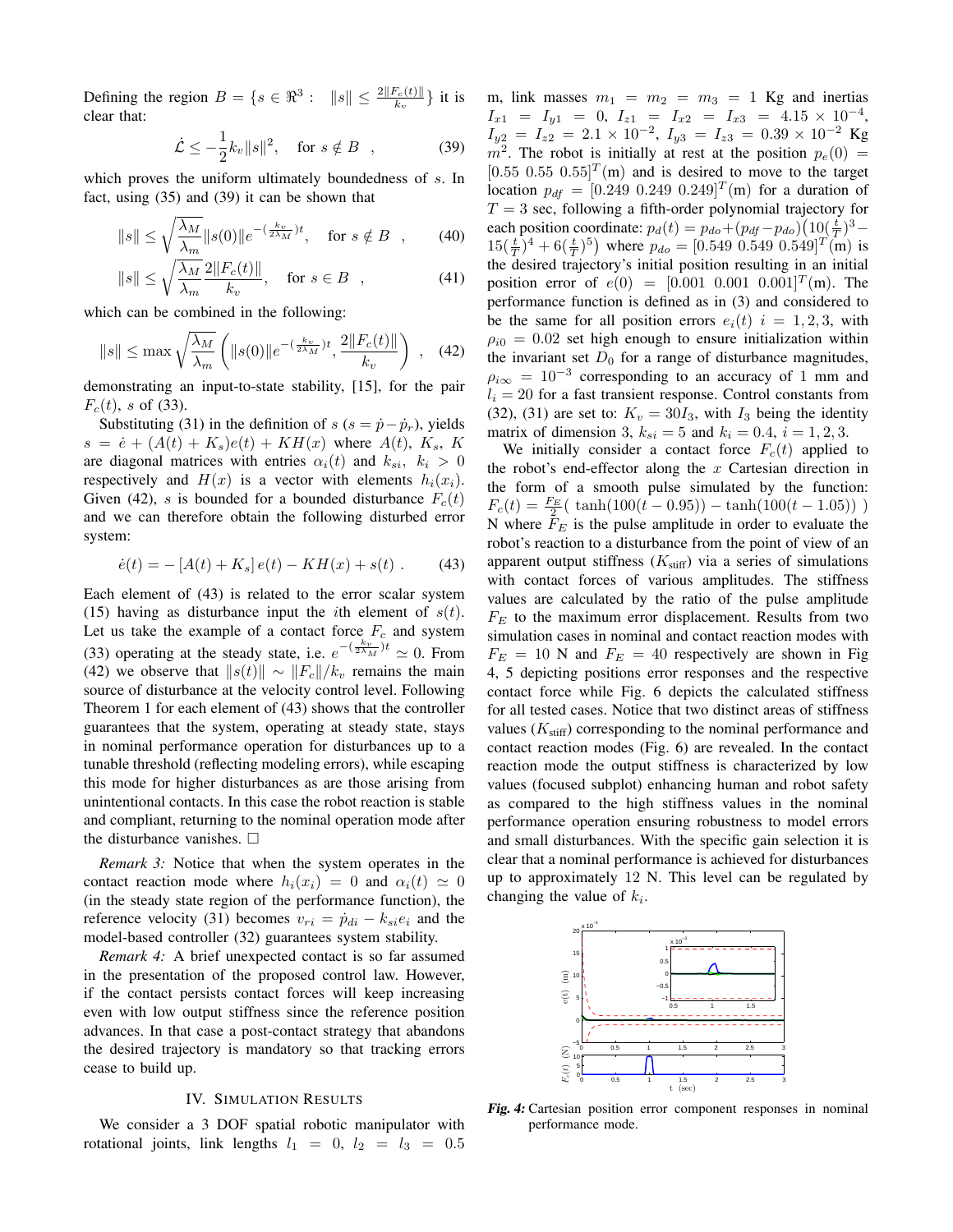Defining the region $B = \{s \in \Re^3 : \ \|s\| \leq \frac{2\|F_c(t)\|}{k_v}\}$ it is clear that:

$$\dot{\mathcal{L}} \leq -\frac{1}{2}k_v\|s\|^2, \quad \text{for } s \notin B \quad , \tag{39}$$

which proves the uniform ultimately boundedness of $s$. In fact, using (35) and (39) it can be shown that

$$\|s\| \leq \sqrt{\frac{\lambda_M}{\lambda_m}}\|s(0)\|e^{-(\frac{k_v}{2\lambda_M})t}, \quad \text{for } s \notin B \quad , \tag{40}$$

$$\|s\| \leq \sqrt{\frac{\lambda_M}{\lambda_m}}\frac{2\|F_c(t)\|}{k_v}, \quad \text{for } s \in B \quad , \tag{41}$$

which can be combined in the following:

$$\|s\| \leq \max\sqrt{\frac{\lambda_M}{\lambda_m}}\left(\|s(0)\|e^{-(\frac{k_v}{2\lambda_M})t}, \frac{2\|F_c(t)\|}{k_v}\right) \quad , \tag{42}$$

demonstrating an input-to-state stability, [15], for the pair $F_c(t)$, $s$ of (33).

Substituting (31) in the definition of $s$ ($s = \dot{p} - \dot{p}_r$), yields $s = \dot{e} + (A(t) + K_s)e(t) + KH(x)$ where $A(t)$, $K_s$, $K$ are diagonal matrices with entries $\alpha_i(t)$ and $k_{si}$, $k_i > 0$ respectively and $H(x)$ is a vector with elements $h_i(x_i)$. Given (42), $s$ is bounded for a bounded disturbance $F_c(t)$ and we can therefore obtain the following disturbed error system:

$$\dot{e}(t) = -\left[A(t) + K_s\right]e(t) - KH(x) + s(t) \ . \tag{43}$$

Each element of (43) is related to the error scalar system (15) having as disturbance input the $i$th element of $s(t)$. Let us take the example of a contact force $F_c$ and system (33) operating at the steady state, i.e. $e^{-(\frac{k_v}{2\lambda_M})t} \simeq 0$. From (42) we observe that $\|s(t)\| \sim \|F_c\|/k_v$ remains the main source of disturbance at the velocity control level. Following Theorem 1 for each element of (43) shows that the controller guarantees that the system, operating at steady state, stays in nominal performance operation for disturbances up to a tunable threshold (reflecting modeling errors), while escaping this mode for higher disturbances as are those arising from unintentional contacts. In this case the robot reaction is stable and compliant, returning to the nominal operation mode after the disturbance vanishes. □

*Remark 3:* Notice that when the system operates in the contact reaction mode where $h_i(x_i) = 0$ and $\alpha_i(t) \simeq 0$ (in the steady state region of the performance function), the reference velocity (31) becomes $v_{ri} = \dot{p}_{di} - k_{si}e_i$ and the model-based controller (32) guarantees system stability.

*Remark 4:* A brief unexpected contact is so far assumed in the presentation of the proposed control law. However, if the contact persists contact forces will keep increasing even with low output stiffness since the reference position advances. In that case a post-contact strategy that abandons the desired trajectory is mandatory so that tracking errors cease to build up.

## IV. Simulation Results

We consider a 3 DOF spatial robotic manipulator with rotational joints, link lengths $l_1 = 0$, $l_2 = l_3 = 0.5$ m, link masses $m_1 = m_2 = m_3 = 1$ Kg and inertias $I_{x1} = I_{y1} = 0$, $I_{z1} = I_{x2} = I_{x3} = 4.15 \times 10^{-4}$, $I_{y2} = I_{z2} = 2.1 \times 10^{-2}$, $I_{y3} = I_{z3} = 0.39 \times 10^{-2}$ Kg $m^2$. The robot is initially at rest at the position $p_e(0) = [0.55\ 0.55\ 0.55]^T$(m) and is desired to move to the target location $p_{df} = [0.249\ 0.249\ 0.249]^T$(m) for a duration of $T = 3$ sec, following a fifth-order polynomial trajectory for each position coordinate: $p_d(t) = p_{do} + (p_{df} - p_{do})\big(10(\frac{t}{T})^3 - 15(\frac{t}{T})^4 + 6(\frac{t}{T})^5\big)$ where $p_{do} = [0.549\ 0.549\ 0.549]^T$(m) is the desired trajectory's initial position resulting in an initial position error of $e(0) = [0.001\ 0.001\ 0.001]^T$(m). The performance function is defined as in (3) and considered to be the same for all position errors $e_i(t)$ $i = 1, 2, 3$, with $\rho_{i0} = 0.02$ set high enough to ensure initialization within the invariant set $D_0$ for a range of disturbance magnitudes, $\rho_{i\infty} = 10^{-3}$ corresponding to an accuracy of 1 mm and $l_i = 20$ for a fast transient response. Control constants from (32), (31) are set to: $K_v = 30I_3$, with $I_3$ being the identity matrix of dimension 3, $k_{si} = 5$ and $k_i = 0.4$, $i = 1, 2, 3$.

We initially consider a contact force $F_c(t)$ applied to the robot's end-effector along the $x$ Cartesian direction in the form of a smooth pulse simulated by the function: $F_c(t) = \frac{F_E}{2}(\ \tanh(100(t - 0.95)) - \tanh(100(t - 1.05))\ )$ N where $F_E$ is the pulse amplitude in order to evaluate the robot's reaction to a disturbance from the point of view of an apparent output stiffness ($K_{\text{stiff}}$) via a series of simulations with contact forces of various amplitudes. The stiffness values are calculated by the ratio of the pulse amplitude $F_E$ to the maximum error displacement. Results from two simulation cases in nominal and contact reaction modes with $F_E = 10$ N and $F_E = 40$ respectively are shown in Fig 4, 5 depicting positions error responses and the respective contact force while Fig. 6 depicts the calculated stiffness for all tested cases. Notice that two distinct areas of stiffness values ($K_{\text{stiff}}$) corresponding to the nominal performance and contact reaction modes (Fig. 6) are revealed. In the contact reaction mode the output stiffness is characterized by low values (focused subplot) enhancing human and robot safety as compared to the high stiffness values in the nominal performance operation ensuring robustness to model errors and small disturbances. With the specific gain selection it is clear that a nominal performance is achieved for disturbances up to approximately 12 N. This level can be regulated by changing the value of $k_i$.

***Fig. 4:*** Cartesian position error component responses in nominal performance mode.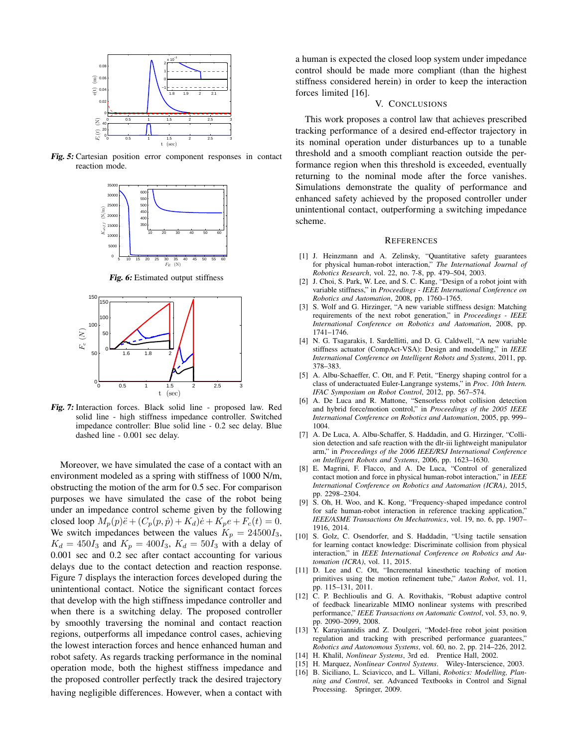0.08
0.06
0.04
0.02
0
e(t) (m)
x 10^-3
2
1
0
−1
1.8 1.9 2 2.1
0 0.5 1 1.5 2 2.5 3
40
20
0
$F_c(t)$ (N)
0 0.5 1 1.5 2 2.5 3
t (sec)

***Fig. 5:*** Cartesian position error component responses in contact reaction mode.

35000
30000
25000
20000
15000
10000
5000
0
$K_{eff}$ (N/m)
600
550
500
450
400
350
10 20 30 40 50 60
5 10 15 20 25 30 35 40 45 50 55 60
$F_E$ (N)

***Fig. 6:*** Estimated output stiffness

150
100
50
0
$F_c$ (N)
150
100
50
0
1.6 1.8 2
0 0.5 1 1.5 2 2.5 3
t (sec)

***Fig. 7:*** Interaction forces. Black solid line - proposed law. Red solid line - high stiffness impedance controller. Switched impedance controller: Blue solid line - 0.2 sec delay. Blue dashed line - 0.001 sec delay.

Moreover, we have simulated the case of a contact with an environment modeled as a spring with stiffness of 1000 N/m, obstructing the motion of the arm for 0.5 sec. For comparison purposes we have simulated the case of the robot being under an impedance control scheme given by the following closed loop $M_p(p)\ddot{e} + (C_p(p,\dot{p}) + K_d)\dot{e} + K_p e + F_c(t) = 0$. We switch impedances between the values $K_p = 24500 I_3$, $K_d = 450 I_3$ and $K_p = 400 I_3$, $K_d = 50 I_3$ with a delay of 0.001 sec and 0.2 sec after contact accounting for various delays due to the contact detection and reaction response. Figure 7 displays the interaction forces developed during the unintentional contact. Notice the significant contact forces that develop with the high stiffness impedance controller and when there is a switching delay. The proposed controller by smoothly traversing the nominal and contact reaction regions, outperforms all impedance control cases, achieving the lowest interaction forces and hence enhanced human and robot safety. As regards tracking performance in the nominal operation mode, both the highest stiffness impedance and the proposed controller perfectly track the desired trajectory having negligible differences. However, when a contact with a human is expected the closed loop system under impedance control should be made more compliant (than the highest stiffness considered herein) in order to keep the interaction forces limited [16].

## V. Conclusions

This work proposes a control law that achieves prescribed tracking performance of a desired end-effector trajectory in its nominal operation under disturbances up to a tunable threshold and a smooth compliant reaction outside the performance region when this threshold is exceeded, eventually returning to the nominal mode after the force vanishes. Simulations demonstrate the quality of performance and enhanced safety achieved by the proposed controller under unintentional contact, outperforming a switching impedance scheme.

## References

[1] J. Heinzmann and A. Zelinsky, "Quantitative safety guarantees for physical human-robot interaction," *The International Journal of Robotics Research*, vol. 22, no. 7-8, pp. 479–504, 2003.

[2] J. Choi, S. Park, W. Lee, and S. C. Kang, "Design of a robot joint with variable stiffness," in *Proceedings - IEEE International Conference on Robotics and Automation*, 2008, pp. 1760–1765.

[3] S. Wolf and G. Hirzinger, "A new variable stiffness design: Matching requirements of the next robot generation," in *Proceedings - IEEE International Conference on Robotics and Automation*, 2008, pp. 1741–1746.

[4] N. G. Tsagarakis, I. Sardellitti, and D. G. Caldwell, "A new variable stiffness actuator (CompAct-VSA): Design and modelling," in *IEEE International Conference on Intelligent Robots and Systems*, 2011, pp. 378–383.

[5] A. Albu-Schaeffer, C. Ott, and F. Petit, "Energy shaping control for a class of underactuated Euler-Langrange systems," in *Proc. 10th Intern. IFAC Symposium on Robot Control*, 2012, pp. 567–574.

[6] A. De Luca and R. Mattone, "Sensorless robot collision detection and hybrid force/motion control," in *Proceedings of the 2005 IEEE International Conference on Robotics and Automation*, 2005, pp. 999–1004.

[7] A. De Luca, A. Albu-Schaffer, S. Haddadin, and G. Hirzinger, "Collision detection and safe reaction with the dlr-iii lightweight manipulator arm," in *Proceedings of the 2006 IEEE/RSJ International Conference on Intelligent Robots and Systems*, 2006, pp. 1623–1630.

[8] E. Magrini, F. Flacco, and A. De Luca, "Control of generalized contact motion and force in physical human-robot interaction," in *IEEE International Conference on Robotics and Automation (ICRA)*, 2015, pp. 2298–2304.

[9] S. Oh, H. Woo, and K. Kong, "Frequency-shaped impedance control for safe human-robot interaction in reference tracking application," *IEEE/ASME Transactions On Mechatronics*, vol. 19, no. 6, pp. 1907–1916, 2014.

[10] S. Golz, C. Osendorfer, and S. Haddadin, "Using tactile sensation for learning contact knowledge: Discriminate collision from physical interaction," in *IEEE International Conference on Robotics and Automation (ICRA)*, vol. 11, 2015.

[11] D. Lee and C. Ott, "Incremental kinesthetic teaching of motion primitives using the motion refinement tube," *Auton Robot*, vol. 11, pp. 115–131, 2011.

[12] C. P. Bechlioulis and G. A. Rovithakis, "Robust adaptive control of feedback linearizable MIMO nonlinear systems with prescribed performance," *IEEE Transactions on Automatic Control*, vol. 53, no. 9, pp. 2090–2099, 2008.

[13] Y. Karayiannidis and Z. Doulgeri, "Model-free robot joint position regulation and tracking with prescribed performance guarantees," *Robotics and Autonomous Systems*, vol. 60, no. 2, pp. 214–226, 2012.

[14] H. Khalil, *Nonlinear Systems*, 3rd ed. Prentice Hall, 2002.

[15] H. Marquez, *Nonlinear Control Systems*. Wiley-Interscience, 2003.

[16] B. Siciliano, L. Sciavicco, and L. Villani, *Robotics: Modelling, Planning and Control*, ser. Advanced Textbooks in Control and Signal Processing. Springer, 2009.